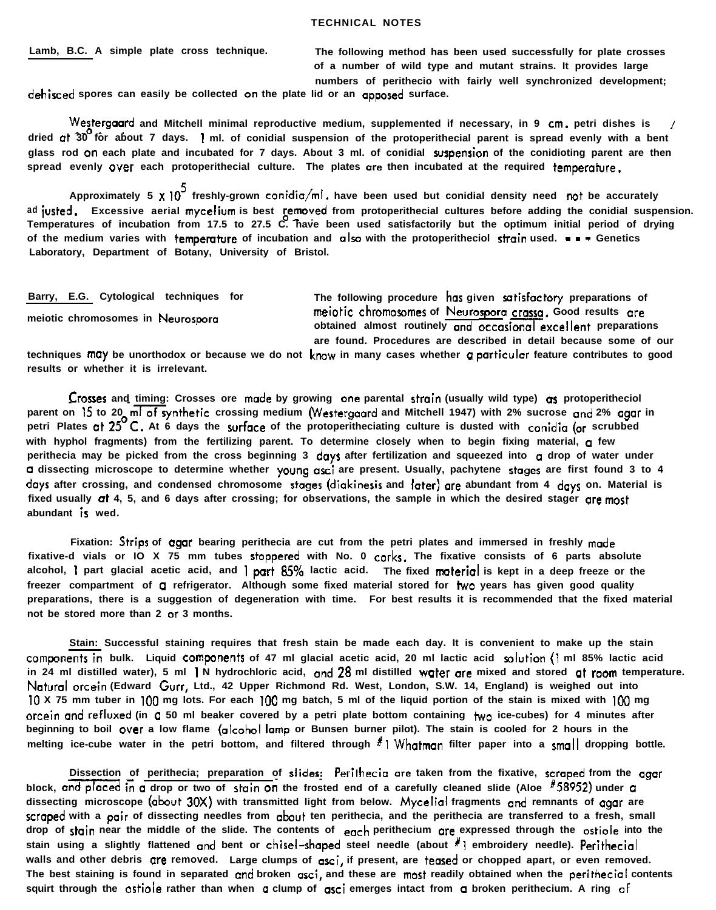# TECHNICAL NOTES

**Lamb, B.C. A simple plate cross technique.** The following method has been used successfully for plate crosses of a number of wild type and mutant strains. It provides large numbers of perithecio with fairly well synchronized development; dehisced spores can easily be collected on the plate lid or an apposed surface.

Westergaard and Mitchell minimal reproductive medium, supplemented if necessary, in 9 cm. petri dishes is dried at 30° for about 7 days. 1 ml. of conidial suspension of the protoperithecial parent is spread evenly with a bent glass rod on each plate and incubated for 7 days. About 3 ml. of conidial suspension of the conidioting parent are then spread evenly over each protoperithecial culture. The plates are then incubated at the required temperature.

Approximately 5 x $10^5$ freshly-grown conidia/ml. have been used but conidial density need not be accurately adjusted. Excessive aerial mycelium is best removed from protoperithecial cultures before adding the conidial suspension. Temperatures of incubation from 17.5 to 27.5 C. have been used satisfactorily but the optimum initial period of drying of the medium varies with temperature of incubation and also with the protoperitheciol strain used. - - - Genetics Laboratory, Department of Botany, University of Bristol.

**Barry, E.G. Cytological techniques for meiotic chromosomes in Neurospora** The following procedure has given satisfactory preparations of meiotic chromosomes of *Neurospora crassa*. Good results are obtained almost routinely and occasional excellent preparations are found. Procedures are described in detail because some of our techniques may be unorthodox or because we do not know in many cases whether a particular feature contributes to good results or whether it is irrelevant.

Crosses and timing: Crosses ore made by growing one parental strain (usually wild type) as protoperitheciol parent on 15 to 20 ml of synthetic crossing medium (Westergaard and Mitchell 1947) with 2% sucrose and 2% agar in petri Plates at 25° C. At 6 days the surface of the protoperitheciating culture is dusted with conidia (or scrubbed with hyphol fragments) from the fertilizing parent. To determine closely when to begin fixing material, a few perithecia may be picked from the cross beginning 3 days after fertilization and squeezed into a drop of water under a dissecting microscope to determine whether young asci are present. Usually, pachytene stages are first found 3 to 4 days after crossing, and condensed chromosome stages (diakinesis and later) are abundant from 4 days on. Material is fixed usually at 4, 5, and 6 days after crossing; for observations, the sample in which the desired stager are most abundant is wed.

Fixation: Strips of agar bearing perithecia are cut from the petri plates and immersed in freshly made fixative-d vials or IO X 75 mm tubes stoppered with No. 0 corks. The fixative consists of 6 parts absolute alcohol, 1 part glacial acetic acid, and 1 part 85% lactic acid. The fixed material is kept in a deep freeze or the freezer compartment of a refrigerator. Although some fixed material stored for two years has given good quality preparations, there is a suggestion of degeneration with time. For best results it is recommended that the fixed material not be stored more than 2 or 3 months.

Stain: Successful staining requires that fresh stain be made each day. It is convenient to make up the stain components in bulk. Liquid components of 47 ml glacial acetic acid, 20 ml lactic acid solution (1 ml 85% lactic acid in 24 ml distilled water), 5 ml 1 N hydrochloric acid, and 28 ml distilled water are mixed and stored at room temperature. Natural orcein (Edward Gurr, Ltd., 42 Upper Richmond Rd. West, London, S.W. 14, England) is weighed out into 10 X 75 mm tuber in 100 mg lots. For each 100 mg batch, 5 ml of the liquid portion of the stain is mixed with 100 mg orcein and refluxed (in a 50 ml beaker covered by a petri plate bottom containing two ice-cubes) for 4 minutes after beginning to boil over a low flame (alcohol lamp or Bunsen burner pilot). The stain is cooled for 2 hours in the melting ice-cube water in the petri bottom, and filtered through #1 Whatman filter paper into a small dropping bottle.

Dissection of perithecia; preparation of slides: Perithecia are taken from the fixative, scraped from the agar block, and placed in a drop or two of stain on the frosted end of a carefully cleaned slide (Aloe #58952) under a dissecting microscope (about 30X) with transmitted light from below. Mycelial fragments and remnants of agar are scraped with a pair of dissecting needles from about ten perithecia, and the perithecia are transferred to a fresh, small drop of stain near the middle of the slide. The contents of each perithecium are expressed through the ostiole into the stain using a slightly flattened and bent or chisel-shaped steel needle (about #1 embroidery needle). Perithecial walls and other debris are removed. Large clumps of asci, if present, are teased or chopped apart, or even removed. The best staining is found in separated and broken asci, and these are most readily obtained when the perithecial contents squirt through the ostiole rather than when a clump of asci emerges intact from a broken perithecium. A ring of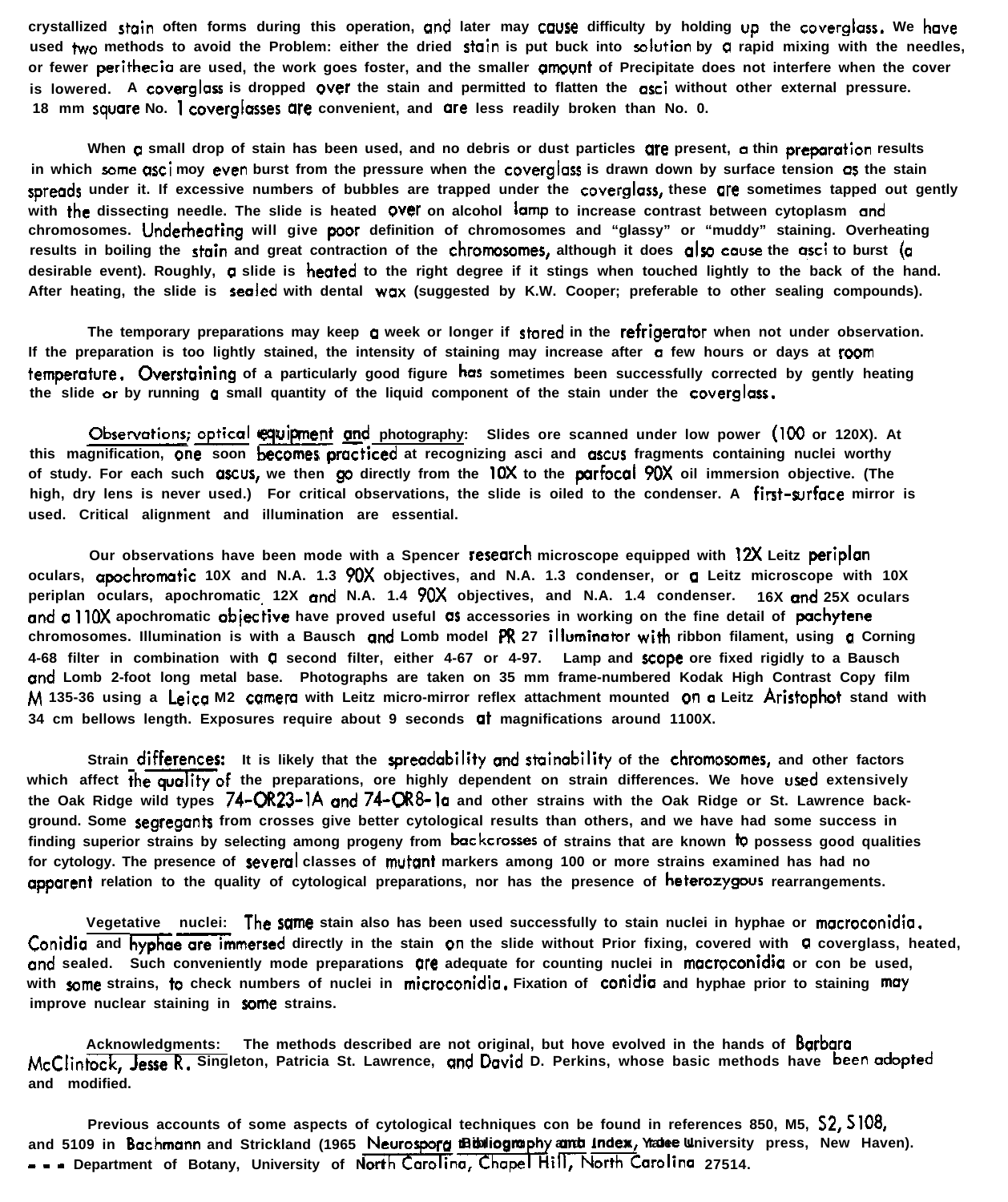crystallized stain often forms during this operation, and later may cause difficulty by holding up the coverglass. We have used two methods to avoid the Problem: either the dried stain is put buck into solution by a rapid mixing with the needles, or fewer perithecia are used, the work goes foster, and the smaller amount of Precipitate does not interfere when the cover is lowered. A coverglass is dropped over the stain and permitted to flatten the asci without other external pressure. 18 mm square No. 1 coverglasses are convenient, and are less readily broken than No. 0.

When a small drop of stain has been used, and no debris or dust particles are present, a thin preparation results in which some asci moy even burst from the pressure when the coverglass is drawn down by surface tension as the stain spreads under it. If excessive numbers of bubbles are trapped under the coverglass, these are sometimes tapped out gently with the dissecting needle. The slide is heated over on alcohol lamp to increase contrast between cytoplasm and chromosomes. Underheating will give poor definition of chromosomes and "glassy" or "muddy" staining. Overheating results in boiling the stain and great contraction of the chromosomes, although it does also cause the asci to burst (a desirable event). Roughly, a slide is heated to the right degree if it stings when touched lightly to the back of the hand. After heating, the slide is sealed with dental wax (suggested by K.W. Cooper; preferable to other sealing compounds).

The temporary preparations may keep a week or longer if stored in the refrigerator when not under observation. If the preparation is too lightly stained, the intensity of staining may increase after a few hours or days at room temperature. Overstaining of a particularly good figure has sometimes been successfully corrected by gently heating the slide or by running a small quantity of the liquid component of the stain under the coverglass.

Observations; optical equipment and photography: Slides ore scanned under low power (100 or 120X). At this magnification, one soon becomes practiced at recognizing asci and ascus fragments containing nuclei worthy of study. For each such ascus, we then go directly from the 10X to the parfocal 90X oil immersion objective. (The high, dry lens is never used.) For critical observations, the slide is oiled to the condenser. A first-surface mirror is used. Critical alignment and illumination are essential.

Our observations have been mode with a Spencer research microscope equipped with 12X Leitz periplan oculars, apochromatic 10X and N.A. 1.3 90X objectives, and N.A. 1.3 condenser, or a Leitz microscope with 10X periplan oculars, apochromatic 12X and N.A. 1.4 90X objectives, and N.A. 1.4 condenser. 16X and 25X oculars and a 110X apochromatic objective have proved useful as accessories in working on the fine detail of pachytene chromosomes. Illumination is with a Bausch and Lomb model PR 27 illuminator with ribbon filament, using a Corning 4-68 filter in combination with a second filter, either 4-67 or 4-97. Lamp and scope ore fixed rigidly to a Bausch and Lomb 2-foot long metal base. Photographs are taken on 35 mm frame-numbered Kodak High Contrast Copy film M 135-36 using a Leica M2 camera with Leitz micro-mirror reflex attachment mounted on a Leitz Aristophot stand with 34 cm bellows length. Exposures require about 9 seconds at magnifications around 1100X.

Strain differences: It is likely that the spreadability and stainability of the chromosomes, and other factors which affect the quality of the preparations, ore highly dependent on strain differences. We hove used extensively the Oak Ridge wild types 74-OR23-1A and 74-OR8-1a and other strains with the Oak Ridge or St. Lawrence background. Some segregants from crosses give better cytological results than others, and we have had some success in finding superior strains by selecting among progeny from backcrosses of strains that are known to possess good qualities for cytology. The presence of several classes of mutant markers among 100 or more strains examined has had no apparent relation to the quality of cytological preparations, nor has the presence of heterozygous rearrangements.

Vegetative nuclei: The same stain also has been used successfully to stain nuclei in hyphae or macroconidia. Conidia and hyphae are immersed directly in the stain on the slide without Prior fixing, covered with a coverglass, heated, and sealed. Such conveniently mode preparations are adequate for counting nuclei in macroconidia or con be used, with some strains, to check numbers of nuclei in microconidia. Fixation of conidia and hyphae prior to staining may improve nuclear staining in some strains.

Acknowledgments: The methods described are not original, but hove evolved in the hands of Barbara McClintock, Jesse R. Singleton, Patricia St. Lawrence, and David D. Perkins, whose basic methods have been adopted and modified.

Previous accounts of some aspects of cytological techniques con be found in references 850, M5, S2, S108, and 5109 in Bachmann and Strickland (1965 Neurospora Bibliography and Index, Yale University press, New Haven). - - - Department of Botany, University of North Carolina, Chapel Hill, North Carolina 27514.